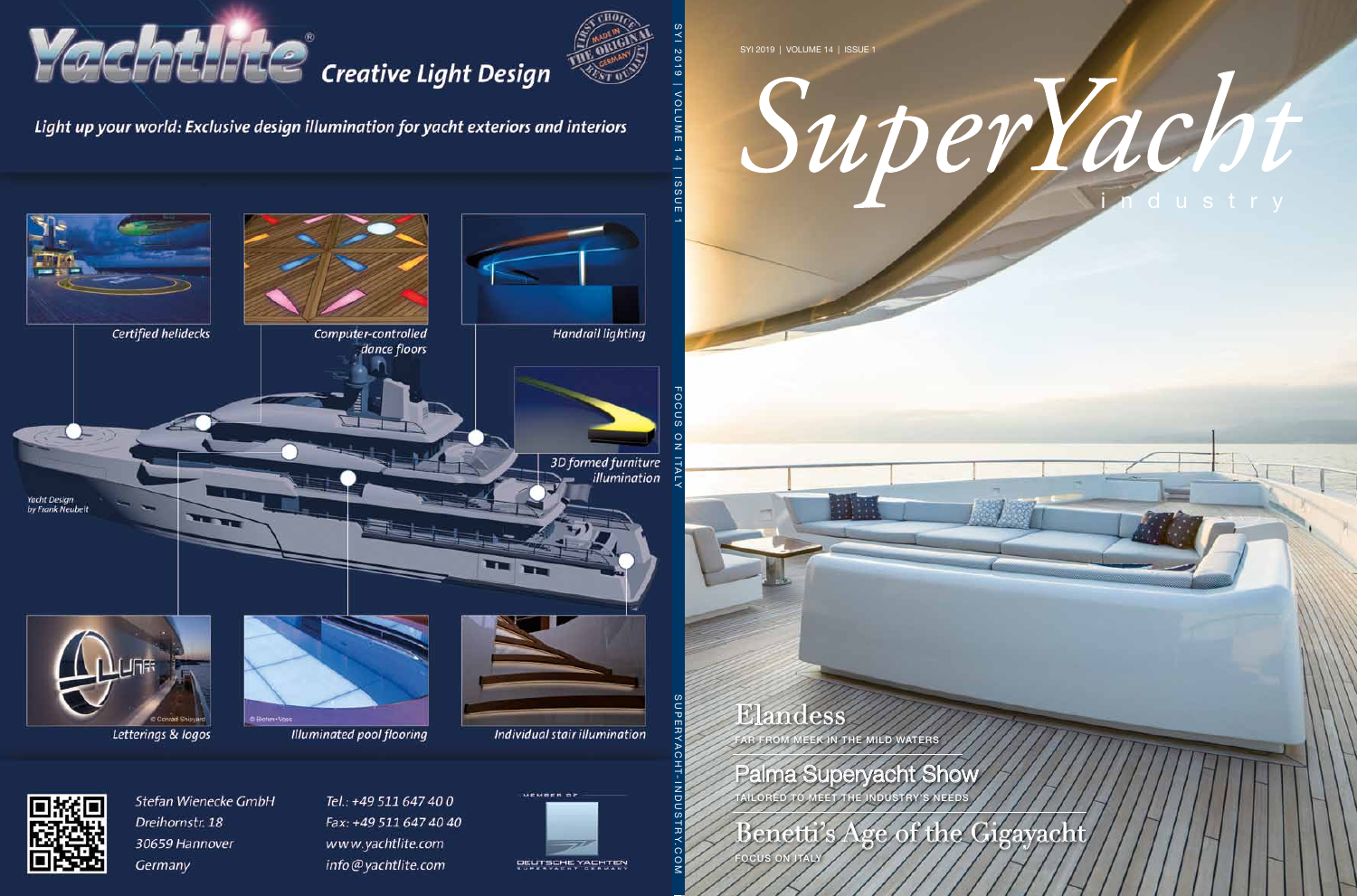# Yachtlite® Creative Light Design

FIRST CHOICE · MADE IN GERMANY · THE ORIGINAL · BEST QUALITY

*Light up your world: Exclusive design illumination for yacht exteriors and interiors*

- *Certified helidecks*
- *Computer-controlled dance floors*
- *Handrail lighting*
- *3D formed furniture illumination*
- *Lettering & logos*
- *Illuminated pool flooring*
- *Individual stair illumination*

*Yacht Design by Frank Neubelt*

© Conrad Shipyard

© Blohm+Voss

Stefan Wienecke GmbH
Dreihornstr. 18
30659 Hannover
Germany

Tel.: +49 511 647 40 0
Fax: +49 511 647 40 40
www.yachtlite.com
info@yachtlite.com

MEMBER OF DEUTSCHE YACHTEN SUPERYACHT GERMANY

SYI 2019 | VOLUME 14 | ISSUE 1 · FOCUS ON ITALY · SUPERYACHT-INDUSTRY.COM

SYI 2019 | VOLUME 14 | ISSUE 1

# SuperYacht industry

## Elandess
FAR FROM MEEK IN THE MILD WATERS

## Palma Superyacht Show
TAILORED TO MEET THE INDUSTRY'S NEEDS

## Benetti's Age of the Gigayacht
FOCUS ON ITALY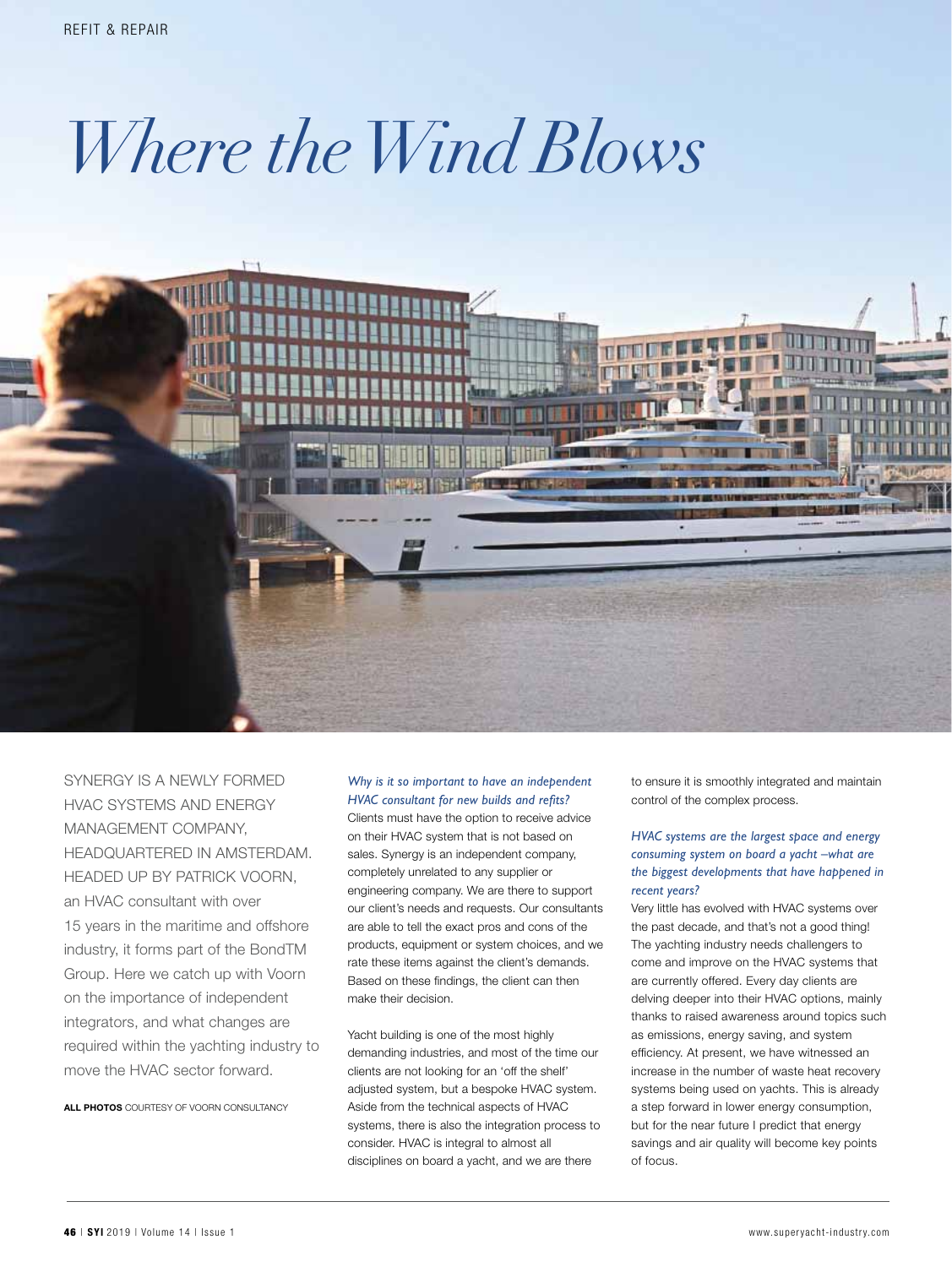# Where the Wind Blows

SYNERGY IS A NEWLY FORMED HVAC SYSTEMS AND ENERGY MANAGEMENT COMPANY, HEADQUARTERED IN AMSTERDAM. HEADED UP BY PATRICK VOORN, an HVAC consultant with over 15 years in the maritime and offshore industry, it forms part of the BondTM Group. Here we catch up with Voorn on the importance of independent integrators, and what changes are required within the yachting industry to move the HVAC sector forward.

**ALL PHOTOS** COURTESY OF VOORN CONSULTANCY

*Why is it so important to have an independent HVAC consultant for new builds and refits?*

Clients must have the option to receive advice on their HVAC system that is not based on sales. Synergy is an independent company, completely unrelated to any supplier or engineering company. We are there to support our client's needs and requests. Our consultants are able to tell the exact pros and cons of the products, equipment or system choices, and we rate these items against the client's demands. Based on these findings, the client can then make their decision.

Yacht building is one of the most highly demanding industries, and most of the time our clients are not looking for an 'off the shelf' adjusted system, but a bespoke HVAC system. Aside from the technical aspects of HVAC systems, there is also the integration process to consider. HVAC is integral to almost all disciplines on board a yacht, and we are there to ensure it is smoothly integrated and maintain control of the complex process.

*HVAC systems are the largest space and energy consuming system on board a yacht –what are the biggest developments that have happened in recent years?*

Very little has evolved with HVAC systems over the past decade, and that's not a good thing! The yachting industry needs challengers to come and improve on the HVAC systems that are currently offered. Every day clients are delving deeper into their HVAC options, mainly thanks to raised awareness around topics such as emissions, energy saving, and system efficiency. At present, we have witnessed an increase in the number of waste heat recovery systems being used on yachts. This is already a step forward in lower energy consumption, but for the near future I predict that energy savings and air quality will become key points of focus.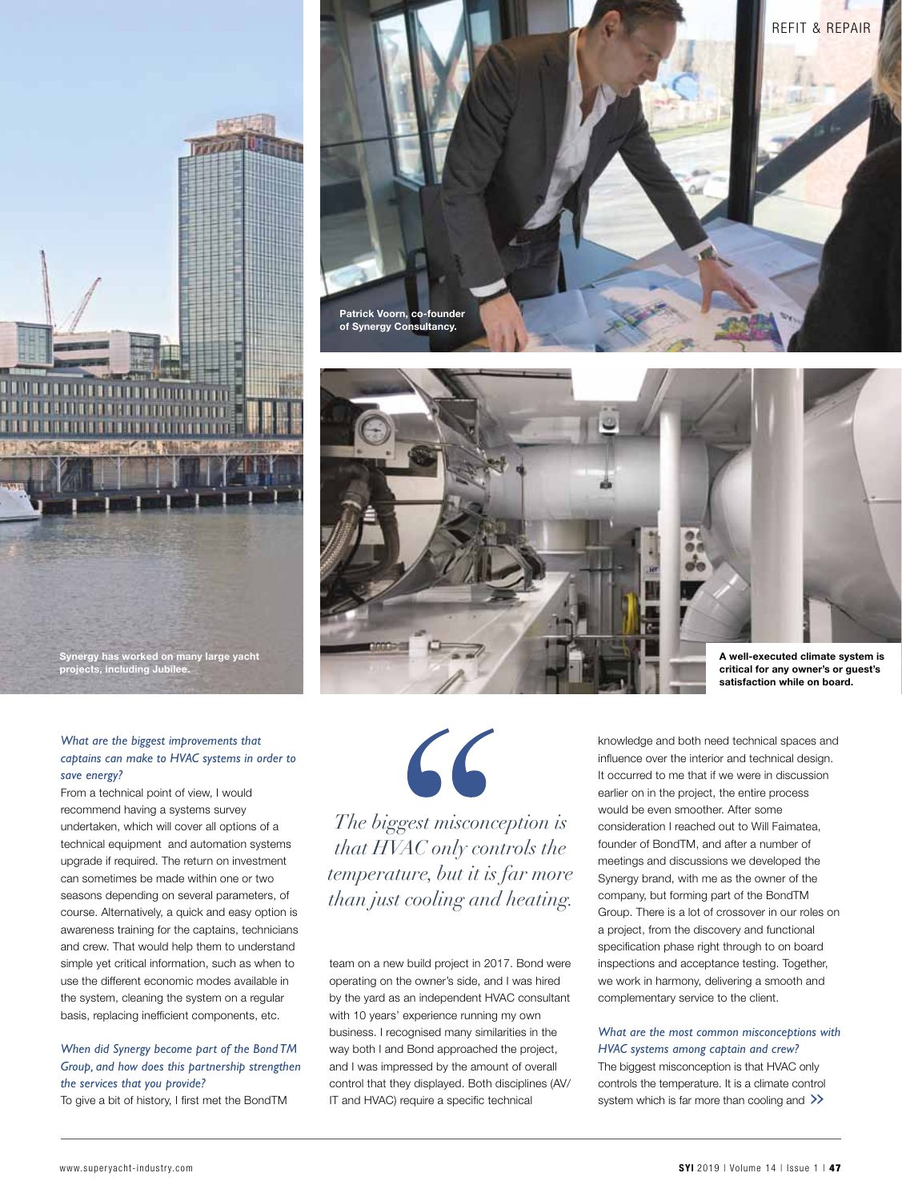Synergy has worked on many large yacht projects, including Jubilee.

Patrick Voorn, co-founder of Synergy Consultancy.

A well-executed climate system is critical for any owner's or guest's satisfaction while on board.

*What are the biggest improvements that captains can make to HVAC systems in order to save energy?*

From a technical point of view, I would recommend having a systems survey undertaken, which will cover all options of a technical equipment and automation systems upgrade if required. The return on investment can sometimes be made within one or two seasons depending on several parameters, of course. Alternatively, a quick and easy option is awareness training for the captains, technicians and crew. That would help them to understand simple yet critical information, such as when to use the different economic modes available in the system, cleaning the system on a regular basis, replacing inefficient components, etc.

*When did Synergy become part of the Bond TM Group, and how does this partnership strengthen the services that you provide?*

To give a bit of history, I first met the BondTM team on a new build project in 2017. Bond were operating on the owner's side, and I was hired by the yard as an independent HVAC consultant with 10 years' experience running my own business. I recognised many similarities in the way both I and Bond approached the project, and I was impressed by the amount of overall control that they displayed. Both disciplines (AV/IT and HVAC) require a specific technical knowledge and both need technical spaces and influence over the interior and technical design. It occurred to me that if we were in discussion earlier on in the project, the entire process would be even smoother. After some consideration I reached out to Will Faimatea, founder of BondTM, and after a number of meetings and discussions we developed the Synergy brand, with me as the owner of the company, but forming part of the BondTM Group. There is a lot of crossover in our roles on a project, from the discovery and functional specification phase right through to on board inspections and acceptance testing. Together, we work in harmony, delivering a smooth and complementary service to the client.

> *The biggest misconception is that HVAC only controls the temperature, but it is far more than just cooling and heating.*

*What are the most common misconceptions with HVAC systems among captain and crew?*

The biggest misconception is that HVAC only controls the temperature. It is a climate control system which is far more than cooling and »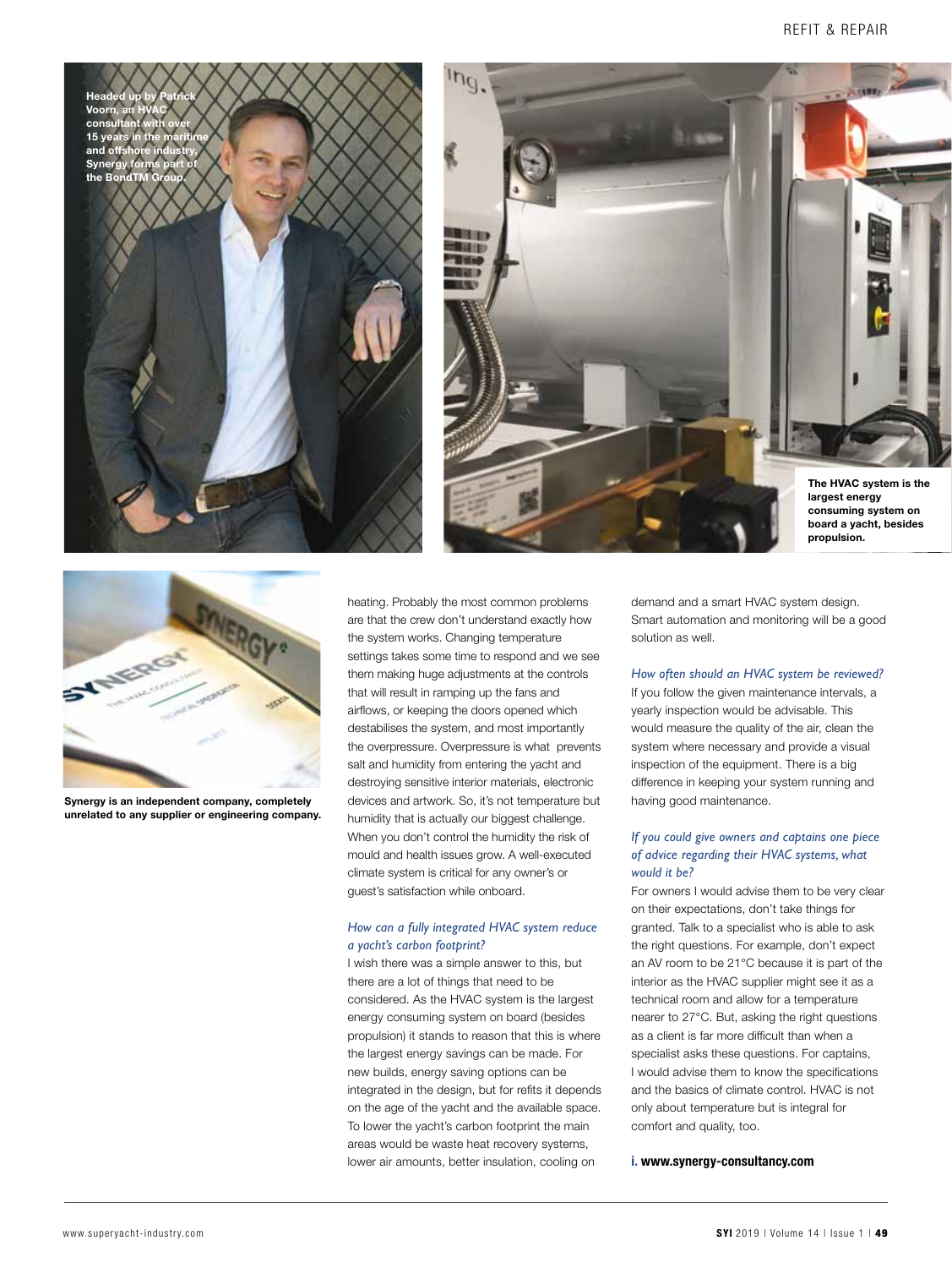Headed up by Patrick Voorn, an HVAC consultant with over 15 years in the maritime and offshore industry, Synergy forms part of the BondTM Group.

The HVAC system is the largest energy consuming system on board a yacht, besides propulsion.

Synergy is an independent company, completely unrelated to any supplier or engineering company.

heating. Probably the most common problems are that the crew don't understand exactly how the system works. Changing temperature settings takes some time to respond and we see them making huge adjustments at the controls that will result in ramping up the fans and airflows, or keeping the doors opened which destabilises the system, and most importantly the overpressure. Overpressure is what prevents salt and humidity from entering the yacht and destroying sensitive interior materials, electronic devices and artwork. So, it's not temperature but humidity that is actually our biggest challenge. When you don't control the humidity the risk of mould and health issues grow. A well-executed climate system is critical for any owner's or guest's satisfaction while onboard.

*How can a fully integrated HVAC system reduce a yacht's carbon footprint?*

I wish there was a simple answer to this, but there are a lot of things that need to be considered. As the HVAC system is the largest energy consuming system on board (besides propulsion) it stands to reason that this is where the largest energy savings can be made. For new builds, energy saving options can be integrated in the design, but for refits it depends on the age of the yacht and the available space. To lower the yacht's carbon footprint the main areas would be waste heat recovery systems, lower air amounts, better insulation, cooling on demand and a smart HVAC system design. Smart automation and monitoring will be a good solution as well.

*How often should an HVAC system be reviewed?*

If you follow the given maintenance intervals, a yearly inspection would be advisable. This would measure the quality of the air, clean the system where necessary and provide a visual inspection of the equipment. There is a big difference in keeping your system running and having good maintenance.

*If you could give owners and captains one piece of advice regarding their HVAC systems, what would it be?*

For owners I would advise them to be very clear on their expectations, don't take things for granted. Talk to a specialist who is able to ask the right questions. For example, don't expect an AV room to be 21°C because it is part of the interior as the HVAC supplier might see it as a technical room and allow for a temperature nearer to 27°C. But, asking the right questions as a client is far more difficult than when a specialist asks these questions. For captains, I would advise them to know the specifications and the basics of climate control. HVAC is not only about temperature but is integral for comfort and quality, too.

**i. www.synergy-consultancy.com**